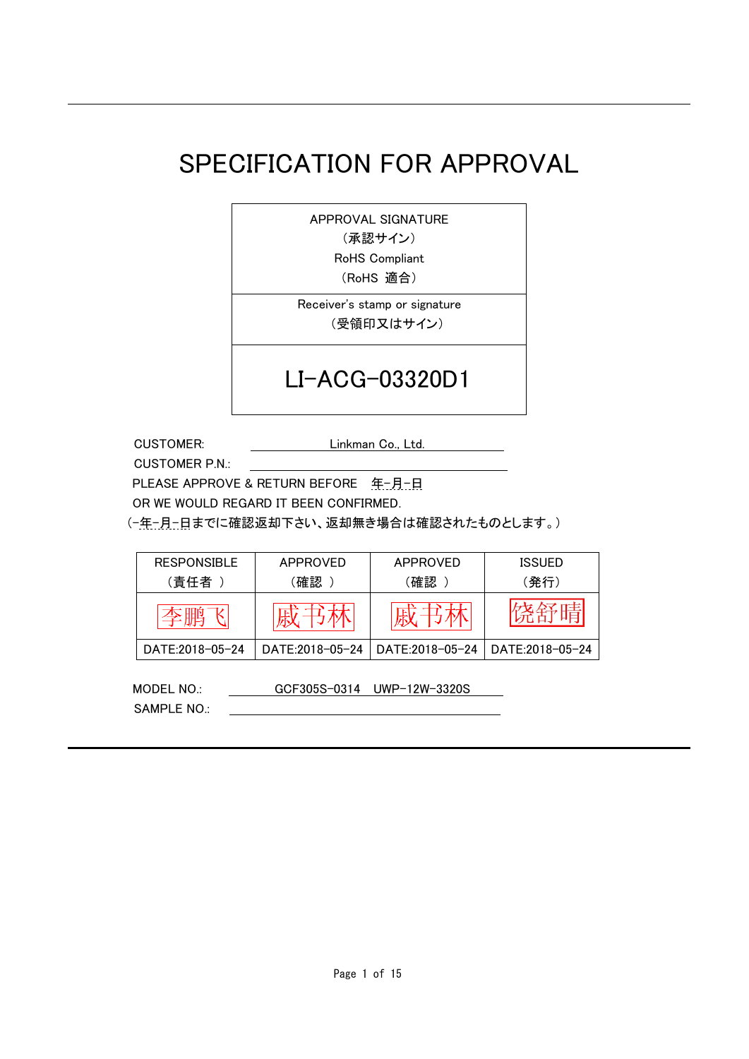# SPECIFICATION FOR APPROVAL

| APPROVAL SIGNATURE<br>（承認サイン）<br>RoHS Compliant<br>（RoHS 適合） |
|---|
| Receiver's stamp or signature<br>（受領印又はサイン） |
| LI-ACG-03320D1 |

CUSTOMER: Linkman Co., Ltd.

CUSTOMER P.N.:

PLEASE APPROVE & RETURN BEFORE 年-月-日

OR WE WOULD REGARD IT BEEN CONFIRMED.

（-年-月-日までに確認返却下さい、返却無き場合は確認されたものとします。）

| RESPONSIBLE<br>（責任者 ） | APPROVED<br>（確認 ） | APPROVED<br>（確認 ） | ISSUED<br>（発行） |
|---|---|---|---|
| 李鹏飞 | 戚书林 | 戚书林 | 饶舒晴 |
| DATE:2018-05-24 | DATE:2018-05-24 | DATE:2018-05-24 | DATE:2018-05-24 |

MODEL NO.: GCF305S-0314 UWP-12W-3320S

SAMPLE NO.: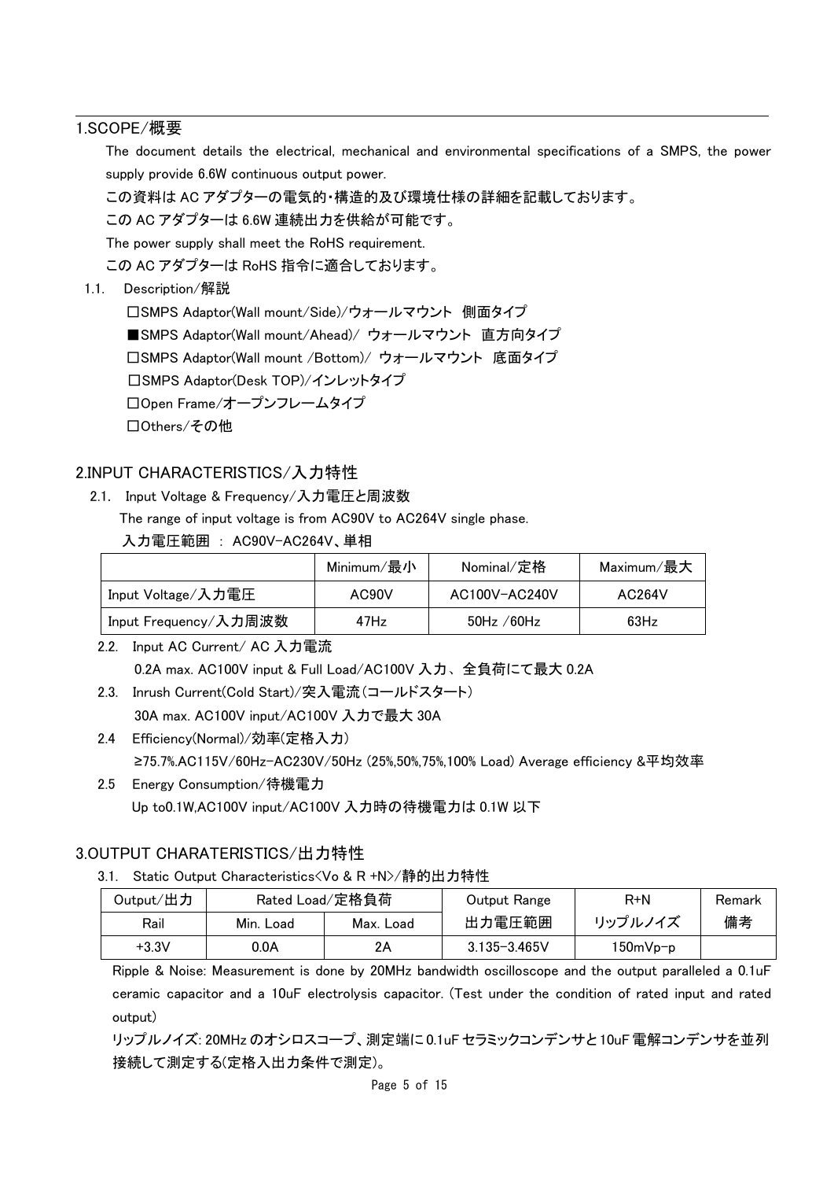## 1.SCOPE/概要

The document details the electrical, mechanical and environmental specifications of a SMPS, the power supply provide 6.6W continuous output power.

この資料は AC アダプターの電気的・構造的及び環境仕様の詳細を記載しております。

この AC アダプターは 6.6W 連続出力を供給が可能です。

The power supply shall meet the RoHS requirement.

この AC アダプターは RoHS 指令に適合しております。

### 1.1. Description/解説

□SMPS Adaptor(Wall mount/Side)/ウォールマウント　側面タイプ

■SMPS Adaptor(Wall mount/Ahead)/ ウォールマウント　直方向タイプ

□SMPS Adaptor(Wall mount /Bottom)/ ウォールマウント　底面タイプ

□SMPS Adaptor(Desk TOP)/インレットタイプ

□Open Frame/オープンフレームタイプ

□Others/その他

## 2.INPUT CHARACTERISTICS/入力特性

### 2.1. Input Voltage & Frequency/入力電圧と周波数

The range of input voltage is from AC90V to AC264V single phase.

入力電圧範囲 ： AC90V-AC264V、単相

| | Minimum/最小 | Nominal/定格 | Maximum/最大 |
|---|---|---|---|
| Input Voltage/入力電圧 | AC90V | AC100V-AC240V | AC264V |
| Input Frequency/入力周波数 | 47Hz | 50Hz /60Hz | 63Hz |

### 2.2. Input AC Current/ AC 入力電流

0.2A max. AC100V input & Full Load/AC100V 入力、全負荷にて最大 0.2A

### 2.3. Inrush Current(Cold Start)/突入電流(コールドスタート)

30A max. AC100V input/AC100V 入力で最大 30A

### 2.4 Efficiency(Normal)/効率(定格入力)

≥75.7%.AC115V/60Hz-AC230V/50Hz (25%,50%,75%,100% Load) Average efficiency &平均効率

### 2.5 Energy Consumption/待機電力

Up to0.1W,AC100V input/AC100V 入力時の待機電力は 0.1W 以下

## 3.OUTPUT CHARATERISTICS/出力特性

### 3.1. Static Output Characteristics<Vo & R +N>/静的出力特性

| Output/出力 | Rated Load/定格負荷 | | Output Range | R+N | Remark |
|---|---|---|---|---|---|
| Rail | Min. Load | Max. Load | 出力電圧範囲 | リップルノイズ | 備考 |
| +3.3V | 0.0A | 2A | 3.135-3.465V | 150mVp-p | |

Ripple & Noise: Measurement is done by 20MHz bandwidth oscilloscope and the output paralleled a 0.1uF ceramic capacitor and a 10uF electrolysis capacitor. (Test under the condition of rated input and rated output)

リップルノイズ: 20MHz のオシロスコープ、測定端に 0.1uF セラミックコンデンサと 10uF 電解コンデンサを並列接続して測定する(定格入出力条件で測定)。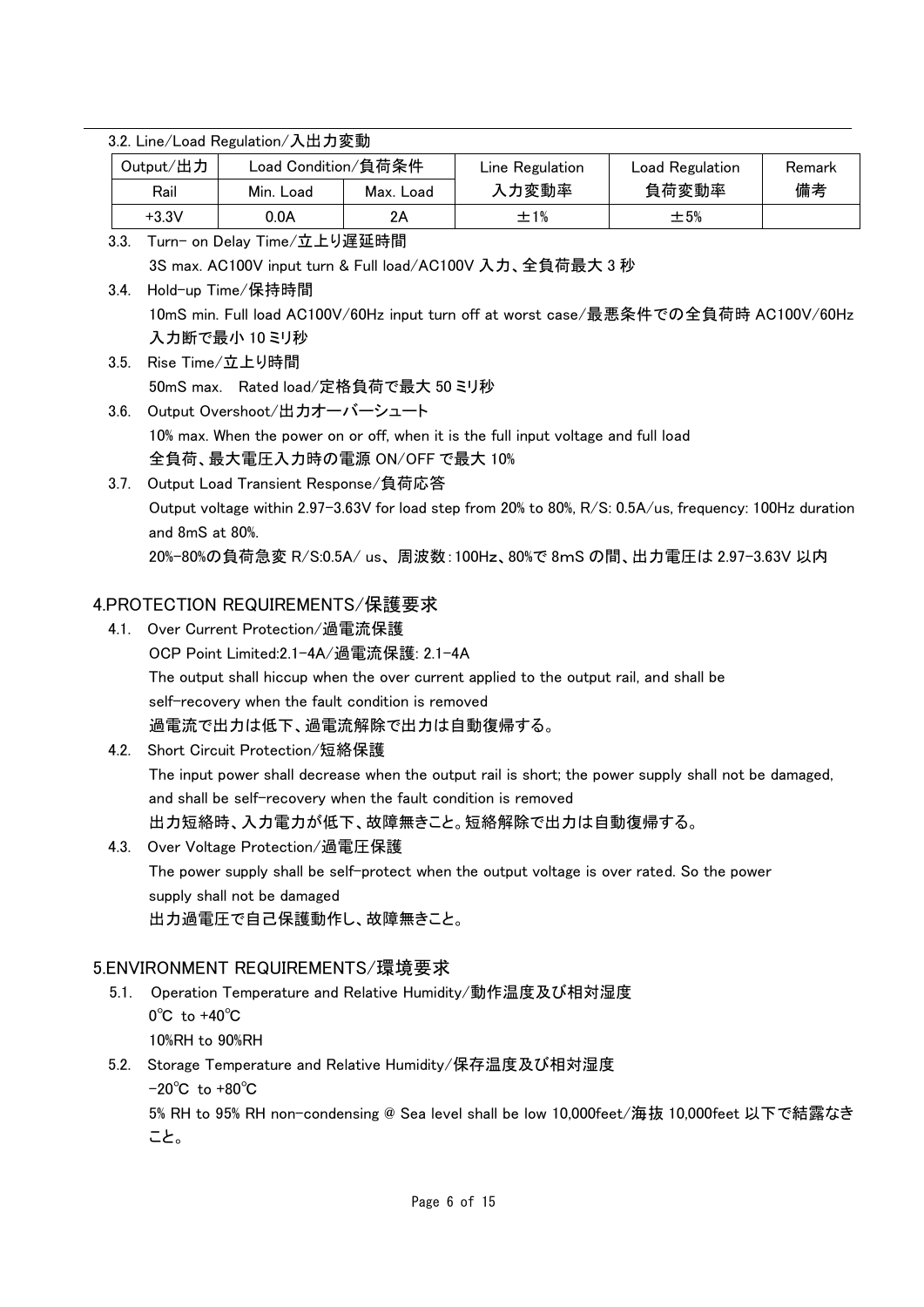3.2. Line/Load Regulation/入出力変動

| Output/出力 | Load Condition/負荷条件 | | Line Regulation | Load Regulation | Remark |
|---|---|---|---|---|---|
| Rail | Min. Load | Max. Load | 入力変動率 | 負荷変動率 | 備考 |
| +3.3V | 0.0A | 2A | ±1% | ±5% | |

3.3. Turn- on Delay Time/立上り遅延時間

3S max. AC100V input turn & Full load/AC100V 入力、全負荷最大 3 秒

3.4. Hold-up Time/保持時間

10mS min. Full load AC100V/60Hz input turn off at worst case/最悪条件での全負荷時 AC100V/60Hz 入力断で最小 10 ミリ秒

3.5. Rise Time/立上り時間

50mS max. Rated load/定格負荷で最大 50 ミリ秒

3.6. Output Overshoot/出力オーバーシュート

10% max. When the power on or off, when it is the full input voltage and full load

全負荷、最大電圧入力時の電源 ON/OFF で最大 10%

3.7. Output Load Transient Response/負荷応答

Output voltage within 2.97-3.63V for load step from 20% to 80%, R/S: 0.5A/us, frequency: 100Hz duration and 8mS at 80%.

20%-80%の負荷急変 R/S:0.5A/ us、周波数:100Hz、80%で 8mS の間、出力電圧は 2.97-3.63V 以内

## 4.PROTECTION REQUIREMENTS/保護要求

4.1. Over Current Protection/過電流保護

OCP Point Limited:2.1-4A/過電流保護: 2.1-4A

The output shall hiccup when the over current applied to the output rail, and shall be self-recovery when the fault condition is removed

過電流で出力は低下、過電流解除で出力は自動復帰する。

4.2. Short Circuit Protection/短絡保護

The input power shall decrease when the output rail is short; the power supply shall not be damaged, and shall be self-recovery when the fault condition is removed

出力短絡時、入力電力が低下、故障無きこと。短絡解除で出力は自動復帰する。

4.3. Over Voltage Protection/過電圧保護

The power supply shall be self-protect when the output voltage is over rated. So the power supply shall not be damaged

出力過電圧で自己保護動作し、故障無きこと。

## 5.ENVIRONMENT REQUIREMENTS/環境要求

5.1. Operation Temperature and Relative Humidity/動作温度及び相対湿度

0℃ to +40℃

10%RH to 90%RH

5.2. Storage Temperature and Relative Humidity/保存温度及び相対湿度

-20℃ to +80℃

5% RH to 95% RH non-condensing @ Sea level shall be low 10,000feet/海抜 10,000feet 以下で結露なきこと。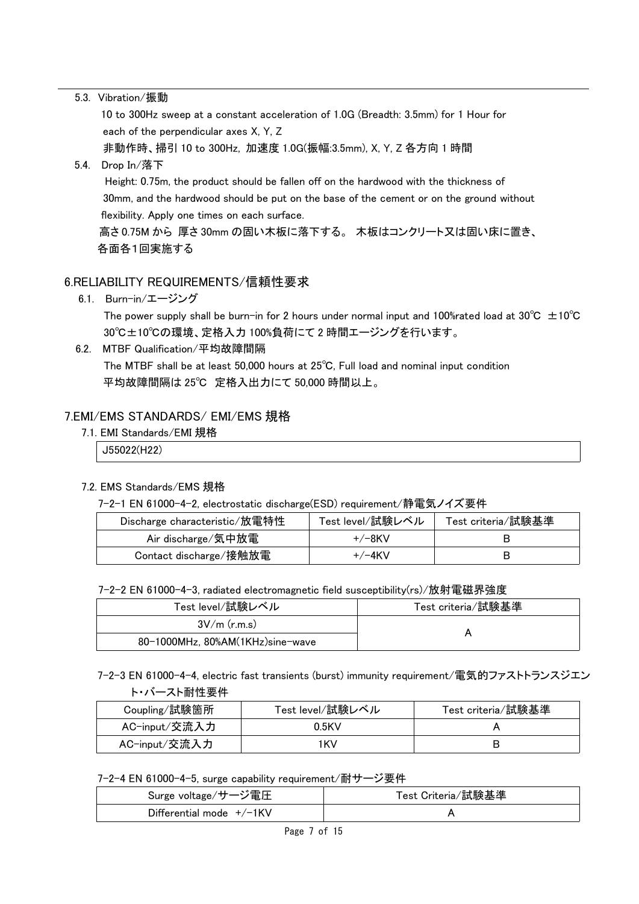5.3. Vibration/振動

10 to 300Hz sweep at a constant acceleration of 1.0G (Breadth: 3.5mm) for 1 Hour for each of the perpendicular axes X, Y, Z

非動作時、掃引 10 to 300Hz, 加速度 1.0G(振幅:3.5mm), X, Y, Z 各方向 1 時間

5.4. Drop In/落下

Height: 0.75m, the product should be fallen off on the hardwood with the thickness of 30mm, and the hardwood should be put on the base of the cement or on the ground without flexibility. Apply one times on each surface.

高さ 0.75M から 厚さ 30mm の固い木板に落下する。 木板はコンクリート又は固い床に置き、各面各1回実施する

## 6.RELIABILITY REQUIREMENTS/信頼性要求

6.1. Burn-in/エージング

The power supply shall be burn-in for 2 hours under normal input and 100%rated load at 30℃ ±10℃

30℃±10℃の環境、定格入力 100%負荷にて 2 時間エージングを行います。

6.2. MTBF Qualification/平均故障間隔

The MTBF shall be at least 50,000 hours at 25℃, Full load and nominal input condition

平均故障間隔は 25℃ 定格入出力にて 50,000 時間以上。

## 7.EMI/EMS STANDARDS/ EMI/EMS 規格

7.1. EMI Standards/EMI 規格

| J55022(H22) |
|---|

7.2. EMS Standards/EMS 規格

7-2-1 EN 61000-4-2, electrostatic discharge(ESD) requirement/静電気ノイズ要件

| Discharge characteristic/放電特性 | Test level/試験レベル | Test criteria/試験基準 |
|---|---|---|
| Air discharge/気中放電 | +/-8KV | B |
| Contact discharge/接触放電 | +/-4KV | B |

7-2-2 EN 61000-4-3, radiated electromagnetic field susceptibility(rs)/放射電磁界強度

| Test level/試験レベル | Test criteria/試験基準 |
|---|---|
| 3V/m (r.m.s) | A |
| 80-1000MHz, 80%AM(1KHz)sine-wave | |

7-2-3 EN 61000-4-4, electric fast transients (burst) immunity requirement/電気的ファストトランスジエント・バースト耐性要件

| Coupling/試験箇所 | Test level/試験レベル | Test criteria/試験基準 |
|---|---|---|
| AC-input/交流入力 | 0.5KV | A |
| AC-input/交流入力 | 1KV | B |

7-2-4 EN 61000-4-5, surge capability requirement/耐サージ要件

| Surge voltage/サージ電圧 | Test Criteria/試験基準 |
|---|---|
| Differential mode +/-1KV | A |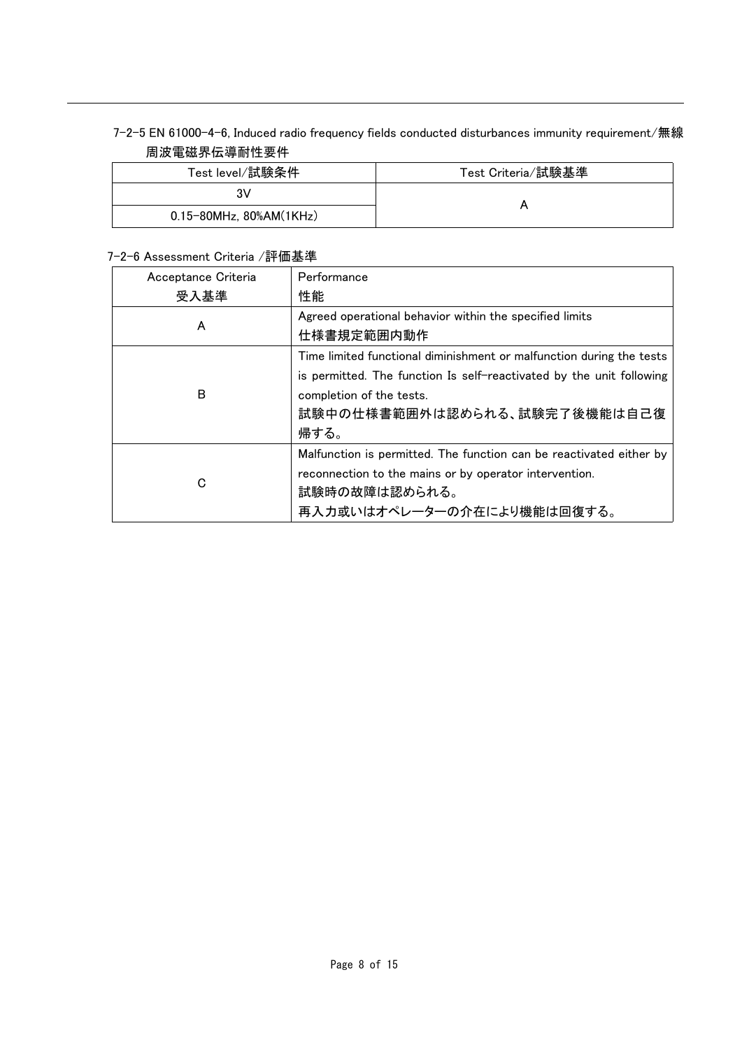7-2-5 EN 61000-4-6, Induced radio frequency fields conducted disturbances immunity requirement/無線周波電磁界伝導耐性要件

| Test level/試験条件 | Test Criteria/試験基準 |
|---|---|
| 3V | A |
| 0.15-80MHz, 80%AM(1KHz) | |

7-2-6 Assessment Criteria /評価基準

| Acceptance Criteria<br>受入基準 | Performance<br>性能 |
|---|---|
| A | Agreed operational behavior within the specified limits<br>仕様書規定範囲内動作 |
| B | Time limited functional diminishment or malfunction during the tests is permitted. The function Is self-reactivated by the unit following completion of the tests.<br>試験中の仕様書範囲外は認められる、試験完了後機能は自己復帰する。 |
| C | Malfunction is permitted. The function can be reactivated either by reconnection to the mains or by operator intervention.<br>試験時の故障は認められる。<br>再入力或いはオペレーターの介在により機能は回復する。 |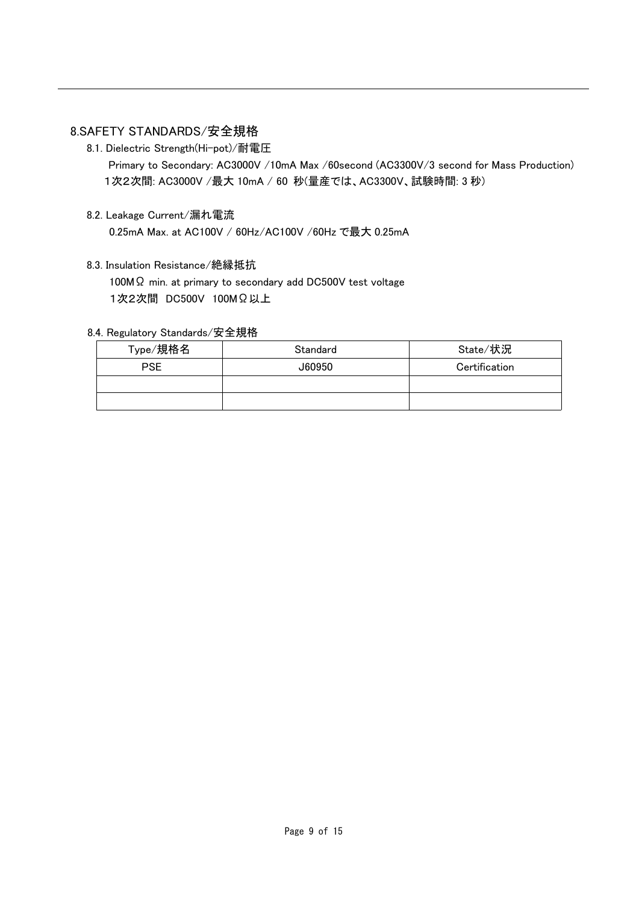## 8.SAFETY STANDARDS/安全規格

### 8.1. Dielectric Strength(Hi-pot)/耐電圧

Primary to Secondary: AC3000V /10mA Max /60second (AC3300V/3 second for Mass Production)
1次2次間: AC3000V /最大 10mA / 60 秒(量産では、AC3300V、試験時間: 3 秒)

### 8.2. Leakage Current/漏れ電流

0.25mA Max. at AC100V / 60Hz/AC100V /60Hz で最大 0.25mA

### 8.3. Insulation Resistance/絶縁抵抗

100MΩ min. at primary to secondary add DC500V test voltage
1次2次間 DC500V 100MΩ以上

### 8.4. Regulatory Standards/安全規格

| Type/規格名 | Standard | State/状況 |
| --- | --- | --- |
| PSE | J60950 | Certification |
| | | |
| | | |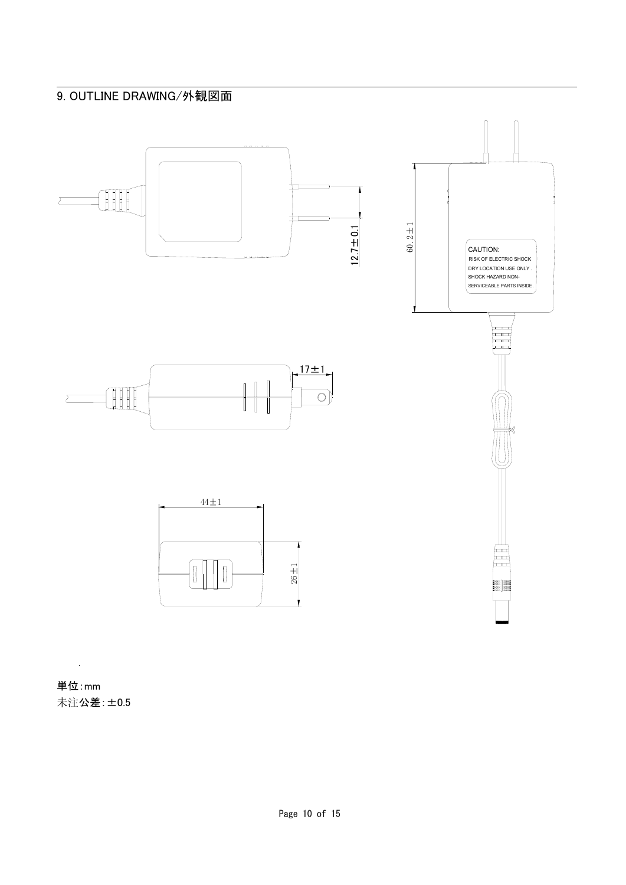## 9. OUTLINE DRAWING/外観図面

12.7±0.1

60.2±1

CAUTION:
RISK OF ELECTRIC SHOCK
DRY LOCATION USE ONLY .
SHOCK HAZARD NON-
SERVICEABLE PARTS INSIDE.

17±1

44±1

26±1

単位:mm
未注公差:±0.5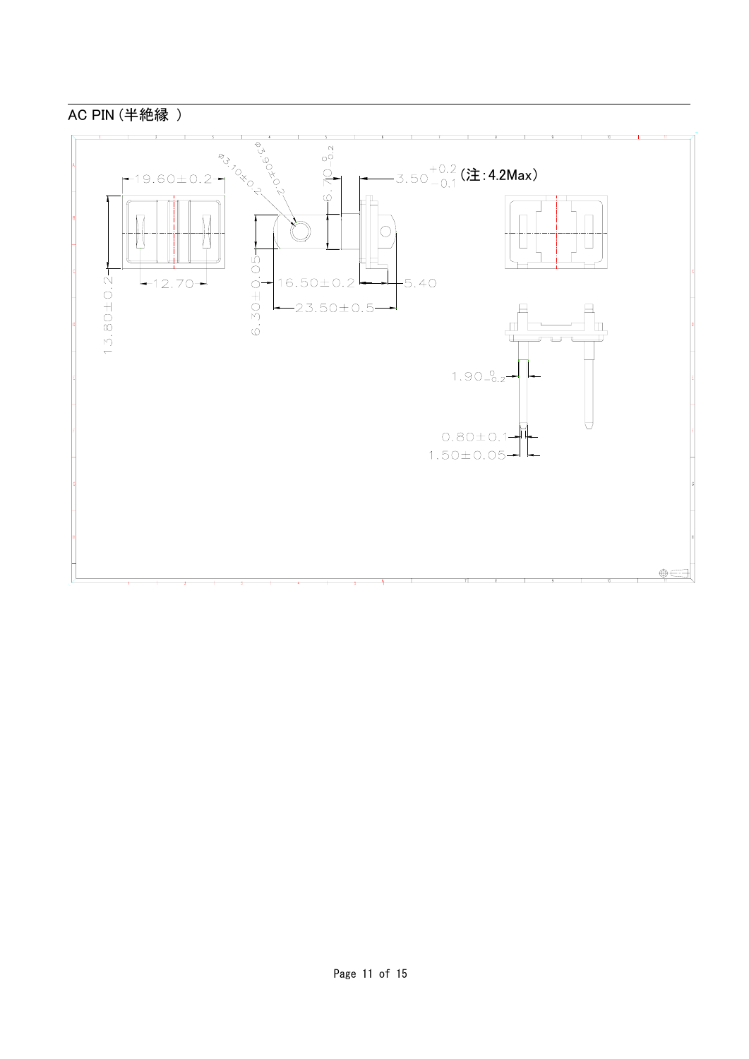## AC PIN (半絶縁 )

19.60±0.2

13.80±0.2

12.70

Ø3.10±0.2

Ø3.90±0.2

$6.70^{0}_{-0.2}$

$3.50^{+0.2}_{-0.1}$ (注:4.2Max)

6.30±0.05

16.50±0.2

5.40

23.50±0.5

$1.90^{0}_{-0.2}$

0.80±0.1

1.50±0.05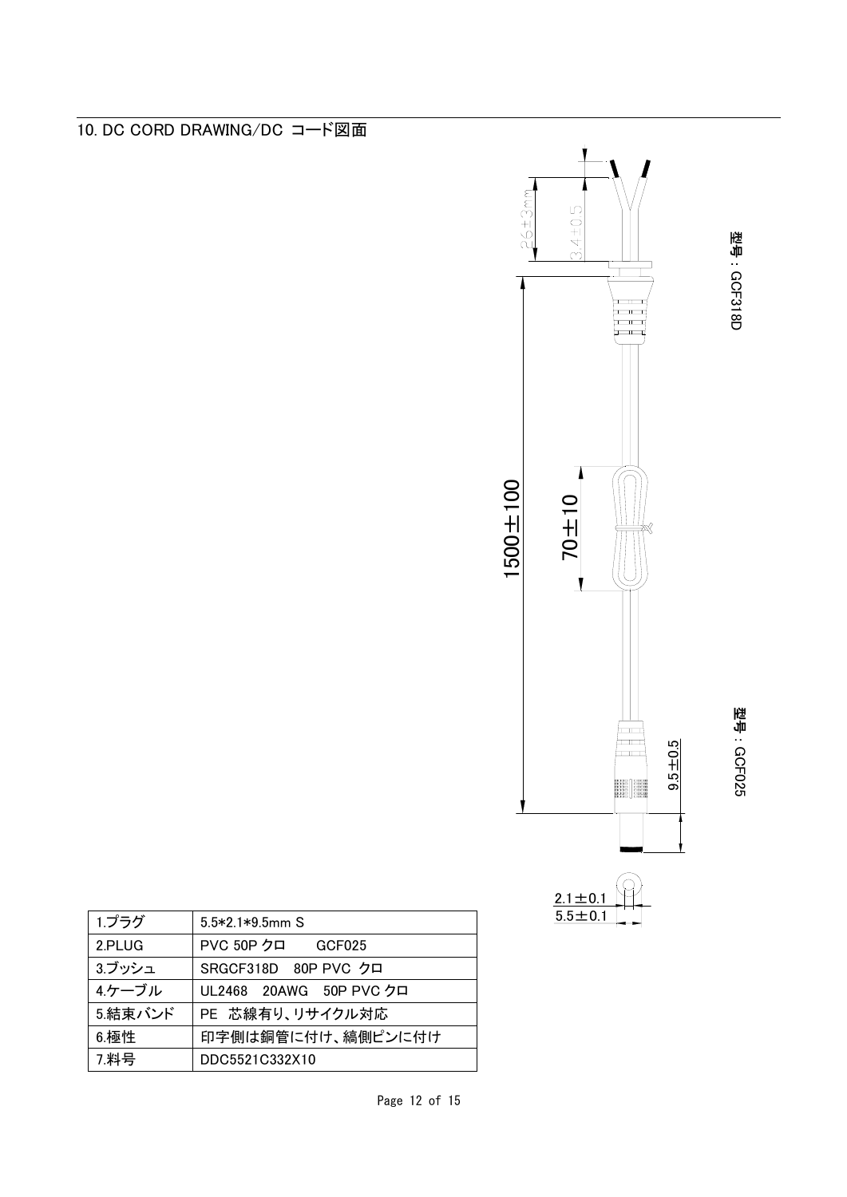## 10. DC CORD DRAWING/DC コード図面

型号：GCF318D

26±3mm

3.4±0.5

1500±100

70±10

型号：GCF025

9.5±0.5

2.1±0.1

5.5±0.1

| 1.プラグ | 5.5*2.1*9.5mm S |
|---|---|
| 2.PLUG | PVC 50P クロ　　GCF025 |
| 3.ブッシュ | SRGCF318D　80P PVC クロ |
| 4.ケーブル | UL2468　20AWG　50P PVC クロ |
| 5.結束バンド | PE　芯線有り、リサイクル対応 |
| 6.極性 | 印字側は銅管に付け、縞側ピンに付け |
| 7.料号 | DDC5521C332X10 |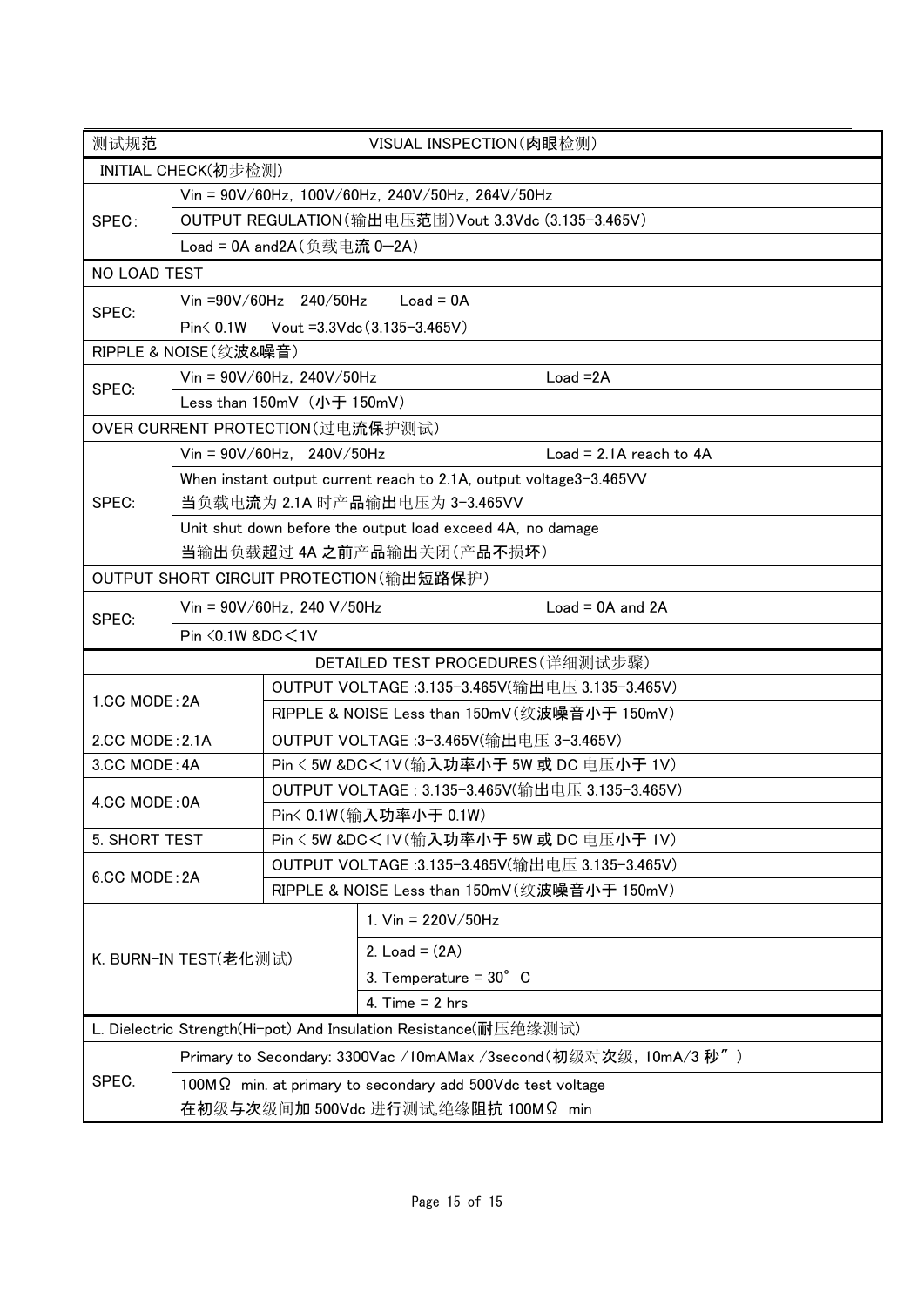| 测试规范 | VISUAL INSPECTION(肉眼检测) | |
|---|---|---|
| INITIAL CHECK(初步检测) | | |
| SPEC: | Vin = 90V/60Hz, 100V/60Hz, 240V/50Hz, 264V/50Hz | |
| | OUTPUT REGULATION(输出电压范围)Vout 3.3Vdc (3.135-3.465V) | |
| | Load = 0A and2A(负载电流 0—2A) | |
| NO LOAD TEST | | |
| SPEC: | Vin =90V/60Hz 240/50Hz Load = 0A | |
| | Pin< 0.1W Vout =3.3Vdc(3.135-3.465V) | |
| RIPPLE & NOISE(纹波&噪音) | | |
| SPEC: | Vin = 90V/60Hz, 240V/50Hz Load =2A | |
| | Less than 150mV (小于 150mV) | |
| OVER CURRENT PROTECTION(过电流保护测试) | | |
| SPEC: | Vin = 90V/60Hz, 240V/50Hz Load = 2.1A reach to 4A | |
| | When instant output current reach to 2.1A, output voltage3-3.465VV<br>当负载电流为 2.1A 时产品输出电压为 3-3.465VV | |
| | Unit shut down before the output load exceed 4A, no damage<br>当输出负载超过 4A 之前产品输出关闭(产品不损坏) | |
| OUTPUT SHORT CIRCUIT PROTECTION(输出短路保护) | | |
| SPEC: | Vin = 90V/60Hz, 240 V/50Hz Load = 0A and 2A | |
| | Pin <0.1W &DC＜1V | |
| DETAILED TEST PROCEDURES(详细测试步骤) | | |
| 1.CC MODE:2A | OUTPUT VOLTAGE :3.135-3.465V(输出电压 3.135-3.465V) | |
| | RIPPLE & NOISE Less than 150mV(纹波噪音小于 150mV) | |
| 2.CC MODE:2.1A | OUTPUT VOLTAGE :3-3.465V(输出电压 3-3.465V) | |
| 3.CC MODE:4A | Pin < 5W &DC＜1V(输入功率小于 5W 或 DC 电压小于 1V) | |
| 4.CC MODE:0A | OUTPUT VOLTAGE : 3.135-3.465V(输出电压 3.135-3.465V) | |
| | Pin< 0.1W(输入功率小于 0.1W) | |
| 5. SHORT TEST | Pin < 5W &DC＜1V(输入功率小于 5W 或 DC 电压小于 1V) | |
| 6.CC MODE:2A | OUTPUT VOLTAGE :3.135-3.465V(输出电压 3.135-3.465V) | |
| | RIPPLE & NOISE Less than 150mV(纹波噪音小于 150mV) | |
| K. BURN-IN TEST(老化测试) | | 1. Vin = 220V/50Hz |
| | | 2. Load = (2A) |
| | | 3. Temperature = 30° C |
| | | 4. Time = 2 hrs |
| L. Dielectric Strength(Hi-pot) And Insulation Resistance(耐压绝缘测试) | | |
| SPEC. | Primary to Secondary: 3300Vac /10mAMax /3second(初级对次级, 10mA/3 秒”) | |
| | 100MΩ min. at primary to secondary add 500Vdc test voltage<br>在初级与次级间加 500Vdc 进行测试,绝缘阻抗 100MΩ min | |